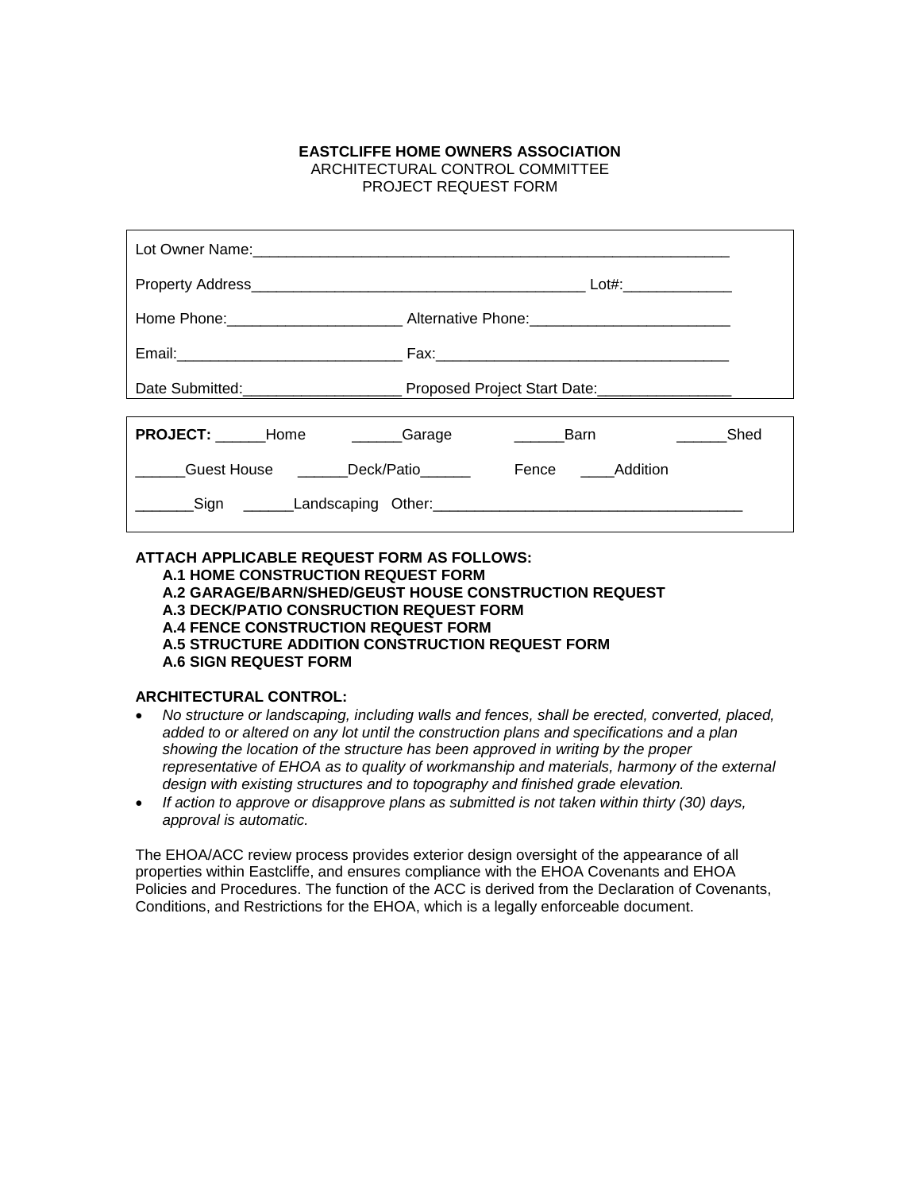**EASTCLIFFE HOME OWNERS ASSOCIATION**
ARCHITECTURAL CONTROL COMMITTEE
PROJECT REQUEST FORM

Lot Owner Name:___________________________________________________________

Property Address_________________________________________ Lot#:_____________

Home Phone:_____________________ Alternative Phone:________________________

Email:___________________________ Fax:___________________________________

Date Submitted:___________________ Proposed Project Start Date:________________

**PROJECT:** ______Home ______Garage ______Barn ______Shed

______Guest House ______Deck/Patio______ Fence ____Addition

_______Sign ______Landscaping Other:_____________________________________

**ATTACH APPLICABLE REQUEST FORM AS FOLLOWS:**

- **A.1 HOME CONSTRUCTION REQUEST FORM**
- **A.2 GARAGE/BARN/SHED/GEUST HOUSE CONSTRUCTION REQUEST**
- **A.3 DECK/PATIO CONSRUCTION REQUEST FORM**
- **A.4 FENCE CONSTRUCTION REQUEST FORM**
- **A.5 STRUCTURE ADDITION CONSTRUCTION REQUEST FORM**
- **A.6 SIGN REQUEST FORM**

**ARCHITECTURAL CONTROL:**

- *No structure or landscaping, including walls and fences, shall be erected, converted, placed, added to or altered on any lot until the construction plans and specifications and a plan showing the location of the structure has been approved in writing by the proper representative of EHOA as to quality of workmanship and materials, harmony of the external design with existing structures and to topography and finished grade elevation.*
- *If action to approve or disapprove plans as submitted is not taken within thirty (30) days, approval is automatic.*

The EHOA/ACC review process provides exterior design oversight of the appearance of all properties within Eastcliffe, and ensures compliance with the EHOA Covenants and EHOA Policies and Procedures. The function of the ACC is derived from the Declaration of Covenants, Conditions, and Restrictions for the EHOA, which is a legally enforceable document.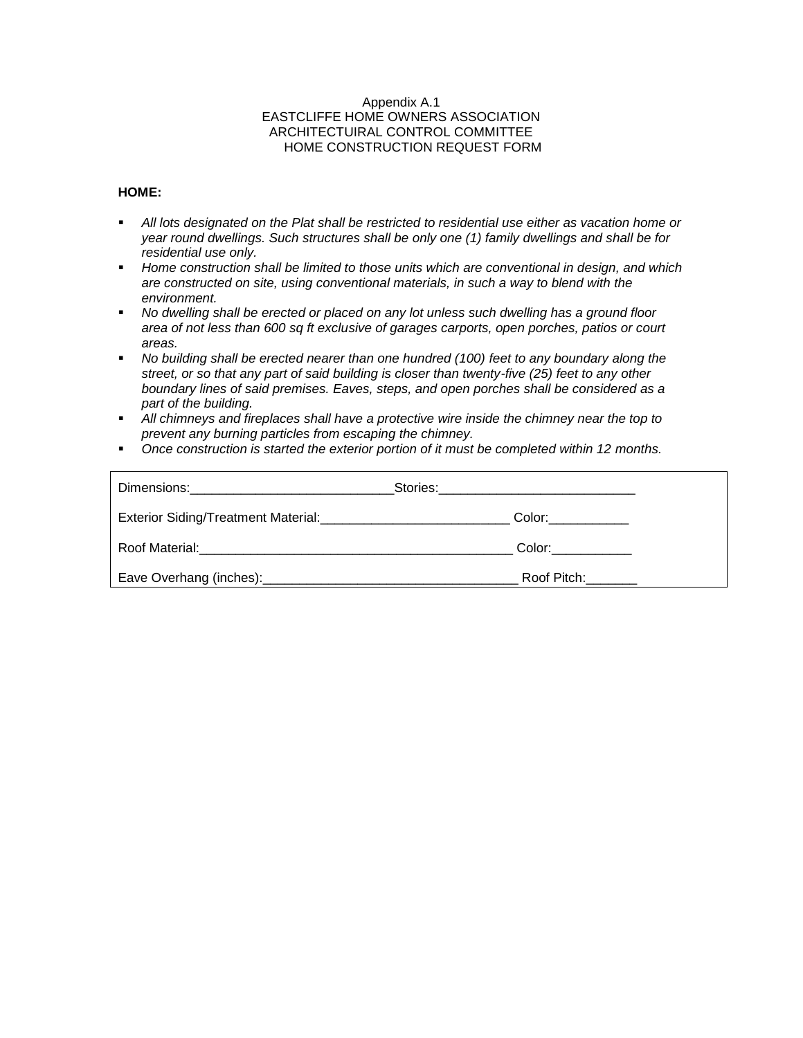Appendix A.1
EASTCLIFFE HOME OWNERS ASSOCIATION
ARCHITECTUIRAL CONTROL COMMITTEE
HOME CONSTRUCTION REQUEST FORM

**HOME:**

- *All lots designated on the Plat shall be restricted to residential use either as vacation home or year round dwellings. Such structures shall be only one (1) family dwellings and shall be for residential use only.*
- *Home construction shall be limited to those units which are conventional in design, and which are constructed on site, using conventional materials, in such a way to blend with the environment.*
- *No dwelling shall be erected or placed on any lot unless such dwelling has a ground floor area of not less than 600 sq ft exclusive of garages carports, open porches, patios or court areas.*
- *No building shall be erected nearer than one hundred (100) feet to any boundary along the street, or so that any part of said building is closer than twenty-five (25) feet to any other boundary lines of said premises. Eaves, steps, and open porches shall be considered as a part of the building.*
- *All chimneys and fireplaces shall have a protective wire inside the chimney near the top to prevent any burning particles from escaping the chimney.*
- *Once construction is started the exterior portion of it must be completed within 12 months.*

Dimensions:___________________________Stories:__________________________

Exterior Siding/Treatment Material:_________________________ Color:___________

Roof Material:__________________________________________ Color:___________

Eave Overhang (inches):__________________________________ Roof Pitch:_______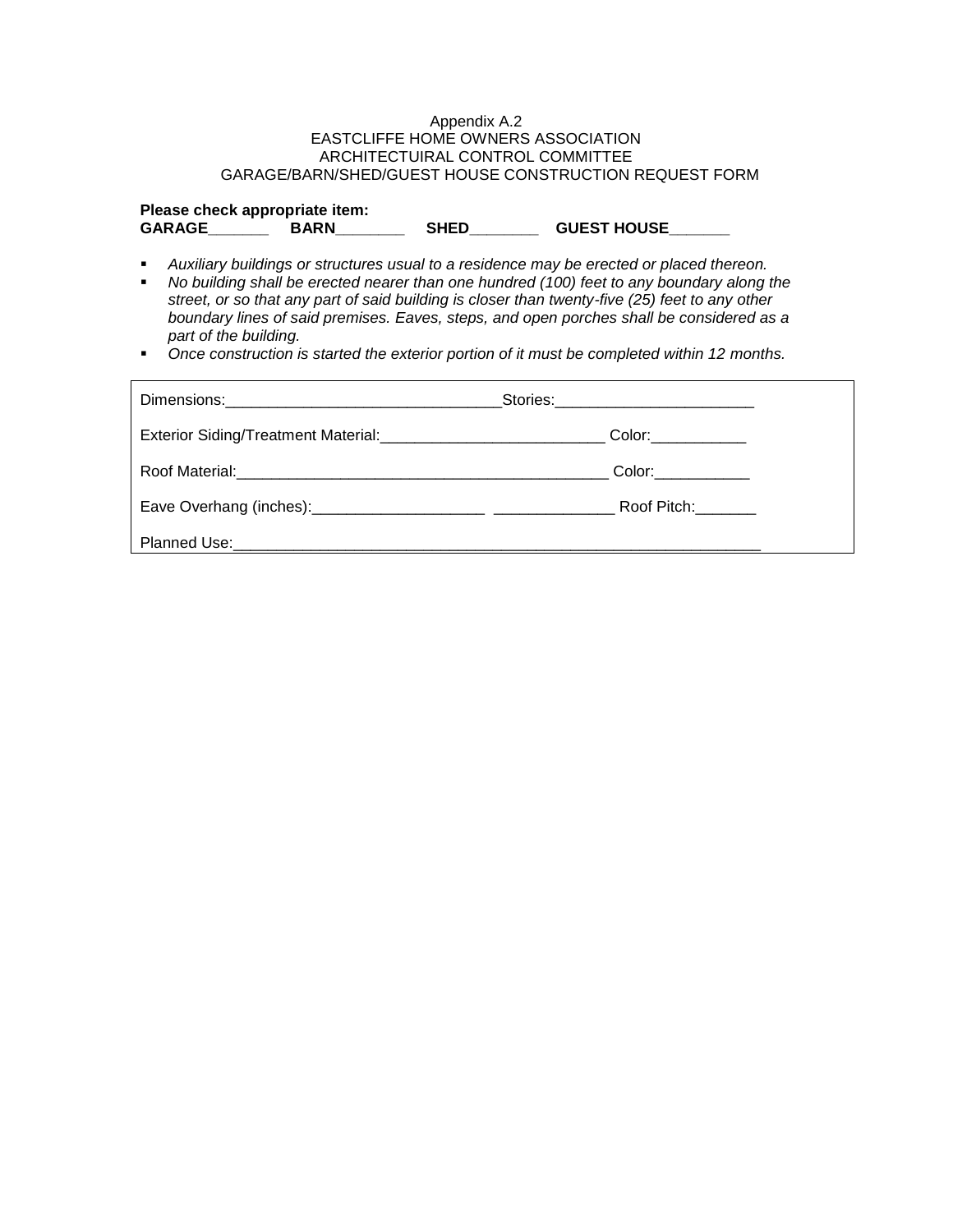Appendix A.2
EASTCLIFFE HOME OWNERS ASSOCIATION
ARCHITECTUIRAL CONTROL COMMITTEE
GARAGE/BARN/SHED/GUEST HOUSE CONSTRUCTION REQUEST FORM

**Please check appropriate item:**
**GARAGE______ BARN_______ SHED_______ GUEST HOUSE______**

- *Auxiliary buildings or structures usual to a residence may be erected or placed thereon.*
- *No building shall be erected nearer than one hundred (100) feet to any boundary along the street, or so that any part of said building is closer than twenty-five (25) feet to any other boundary lines of said premises. Eaves, steps, and open porches shall be considered as a part of the building.*
- *Once construction is started the exterior portion of it must be completed within 12 months.*

Dimensions:_______________________________Stories:______________________

Exterior Siding/Treatment Material:_________________________ Color:___________

Roof Material:__________________________________________ Color:___________

Eave Overhang (inches):___________________ _____________ Roof Pitch:_______

Planned Use:____________________________________________________________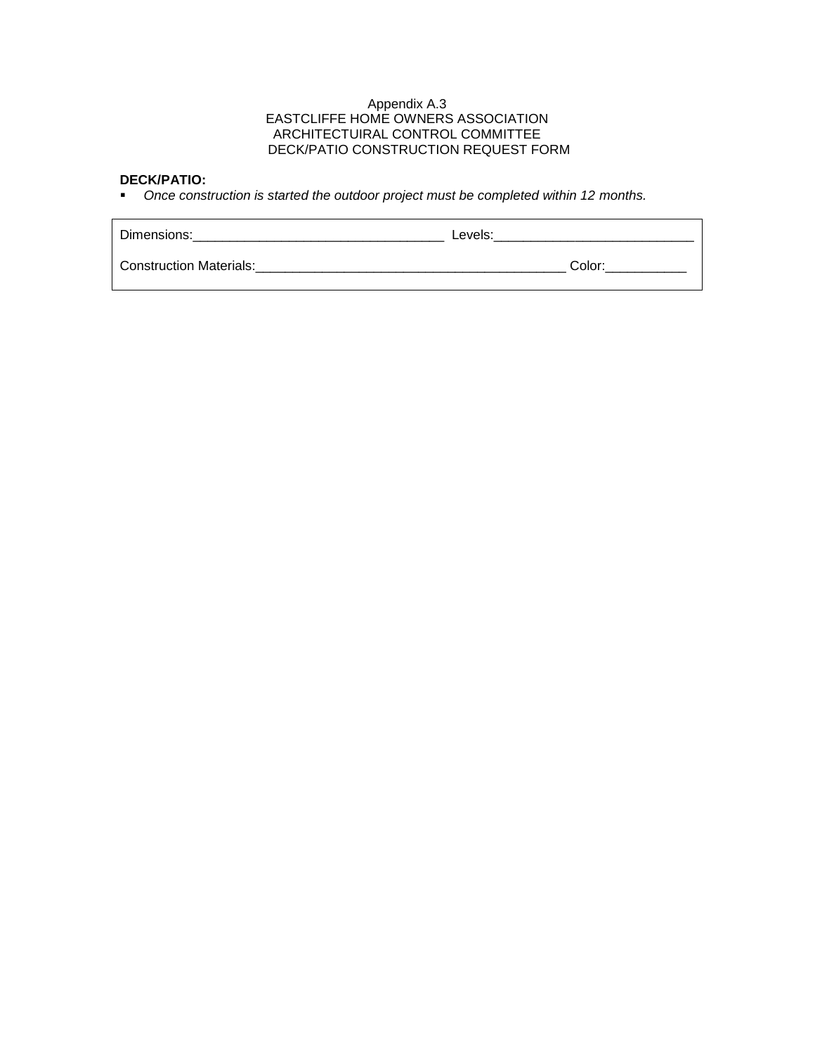Appendix A.3
EASTCLIFFE HOME OWNERS ASSOCIATION
ARCHITECTUIRAL CONTROL COMMITTEE
DECK/PATIO CONSTRUCTION REQUEST FORM

**DECK/PATIO:**

- *Once construction is started the outdoor project must be completed within 12 months.*

Dimensions:__________________________________ Levels:___________________________

Construction Materials:__________________________________________ Color:___________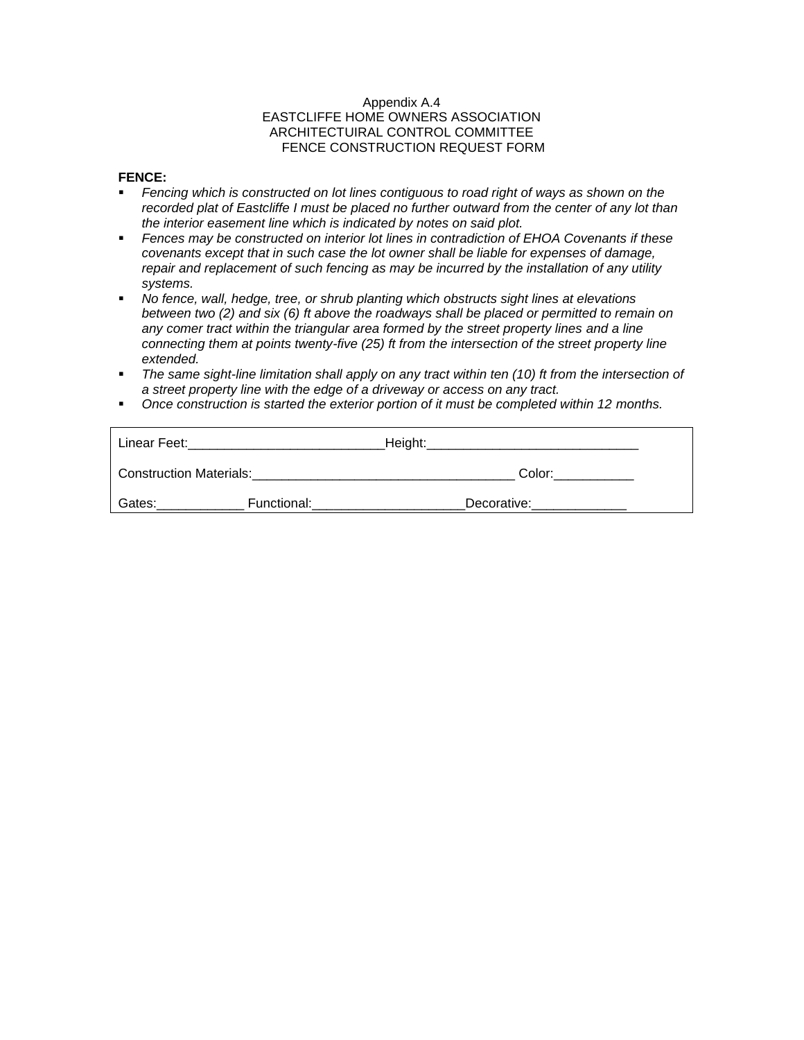Appendix A.4
EASTCLIFFE HOME OWNERS ASSOCIATION
ARCHITECTUIRAL CONTROL COMMITTEE
FENCE CONSTRUCTION REQUEST FORM

**FENCE:**

- *Fencing which is constructed on lot lines contiguous to road right of ways as shown on the recorded plat of Eastcliffe I must be placed no further outward from the center of any lot than the interior easement line which is indicated by notes on said plot.*
- *Fences may be constructed on interior lot lines in contradiction of EHOA Covenants if these covenants except that in such case the lot owner shall be liable for expenses of damage, repair and replacement of such fencing as may be incurred by the installation of any utility systems.*
- *No fence, wall, hedge, tree, or shrub planting which obstructs sight lines at elevations between two (2) and six (6) ft above the roadways shall be placed or permitted to remain on any comer tract within the triangular area formed by the street property lines and a line connecting them at points twenty-five (25) ft from the intersection of the street property line extended.*
- *The same sight-line limitation shall apply on any tract within ten (10) ft from the intersection of a street property line with the edge of a driveway or access on any tract.*
- *Once construction is started the exterior portion of it must be completed within 12 months.*

Linear Feet:___________________________Height:_____________________________

Construction Materials:____________________________________ Color:___________

Gates:____________ Functional:_____________________Decorative:_____________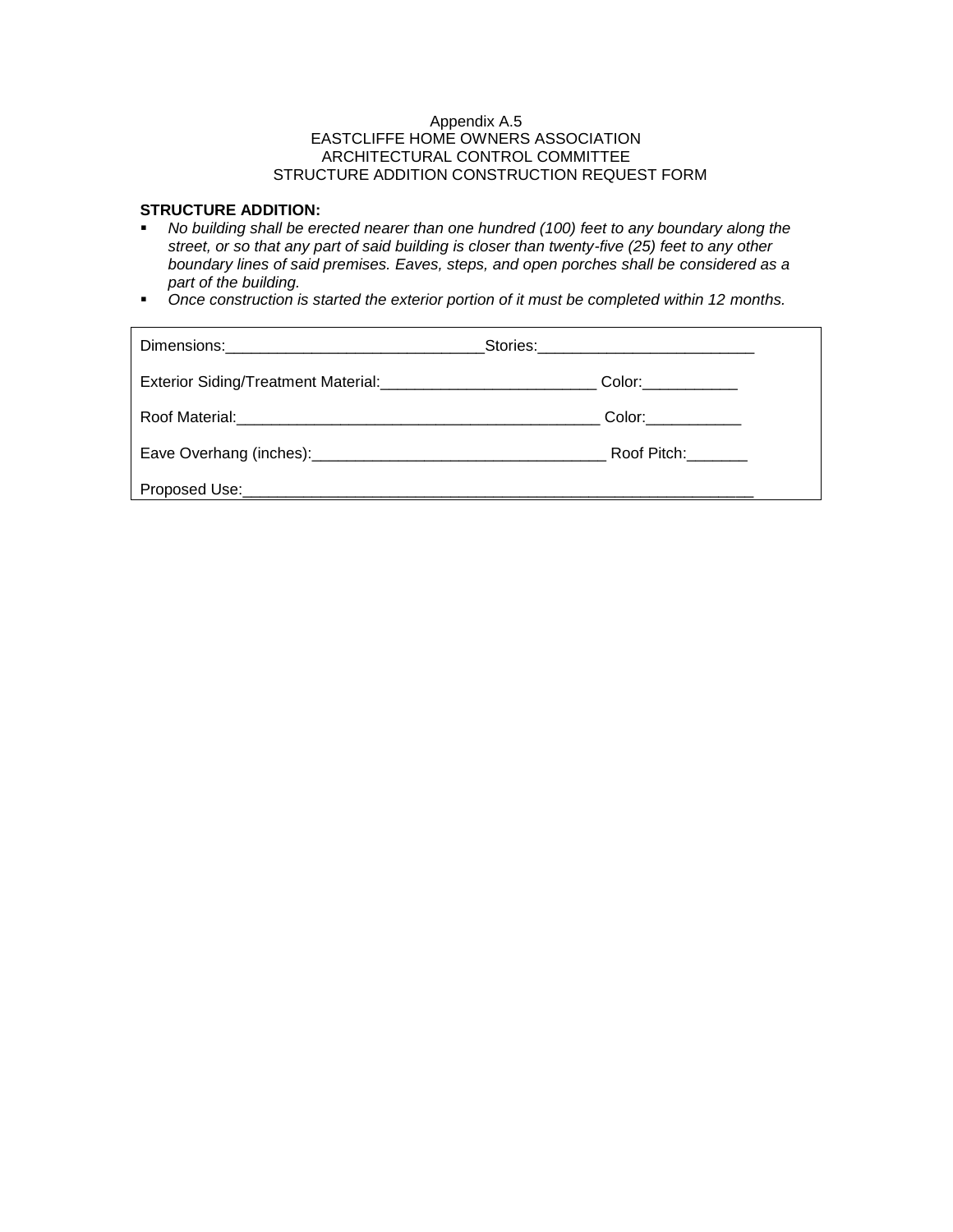Appendix A.5
EASTCLIFFE HOME OWNERS ASSOCIATION
ARCHITECTURAL CONTROL COMMITTEE
STRUCTURE ADDITION CONSTRUCTION REQUEST FORM

**STRUCTURE ADDITION:**

- *No building shall be erected nearer than one hundred (100) feet to any boundary along the street, or so that any part of said building is closer than twenty-five (25) feet to any other boundary lines of said premises. Eaves, steps, and open porches shall be considered as a part of the building.*
- *Once construction is started the exterior portion of it must be completed within 12 months.*

Dimensions:______________________________Stories:_________________________

Exterior Siding/Treatment Material:_________________________ Color:___________

Roof Material:__________________________________________ Color:___________

Eave Overhang (inches):__________________________________ Roof Pitch:_______

Proposed Use:____________________________________________________________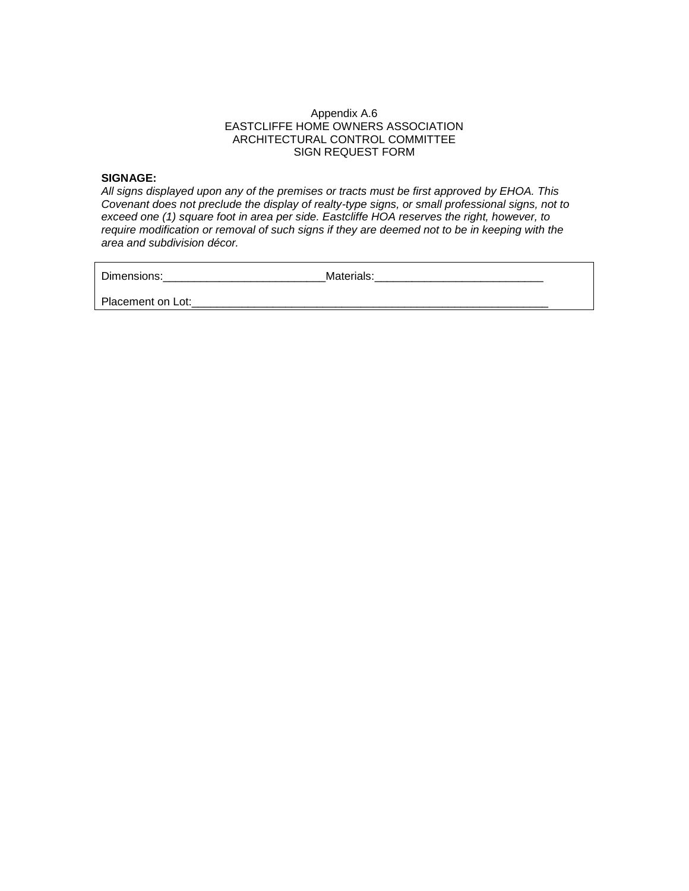Appendix A.6
EASTCLIFFE HOME OWNERS ASSOCIATION
ARCHITECTURAL CONTROL COMMITTEE
SIGN REQUEST FORM

**SIGNAGE:**
*All signs displayed upon any of the premises or tracts must be first approved by EHOA. This Covenant does not preclude the display of realty-type signs, or small professional signs, not to exceed one (1) square foot in area per side. Eastcliffe HOA reserves the right, however, to require modification or removal of such signs if they are deemed not to be in keeping with the area and subdivision décor.*

Dimensions:__________________________Materials:___________________________

Placement on Lot:__________________________________________________________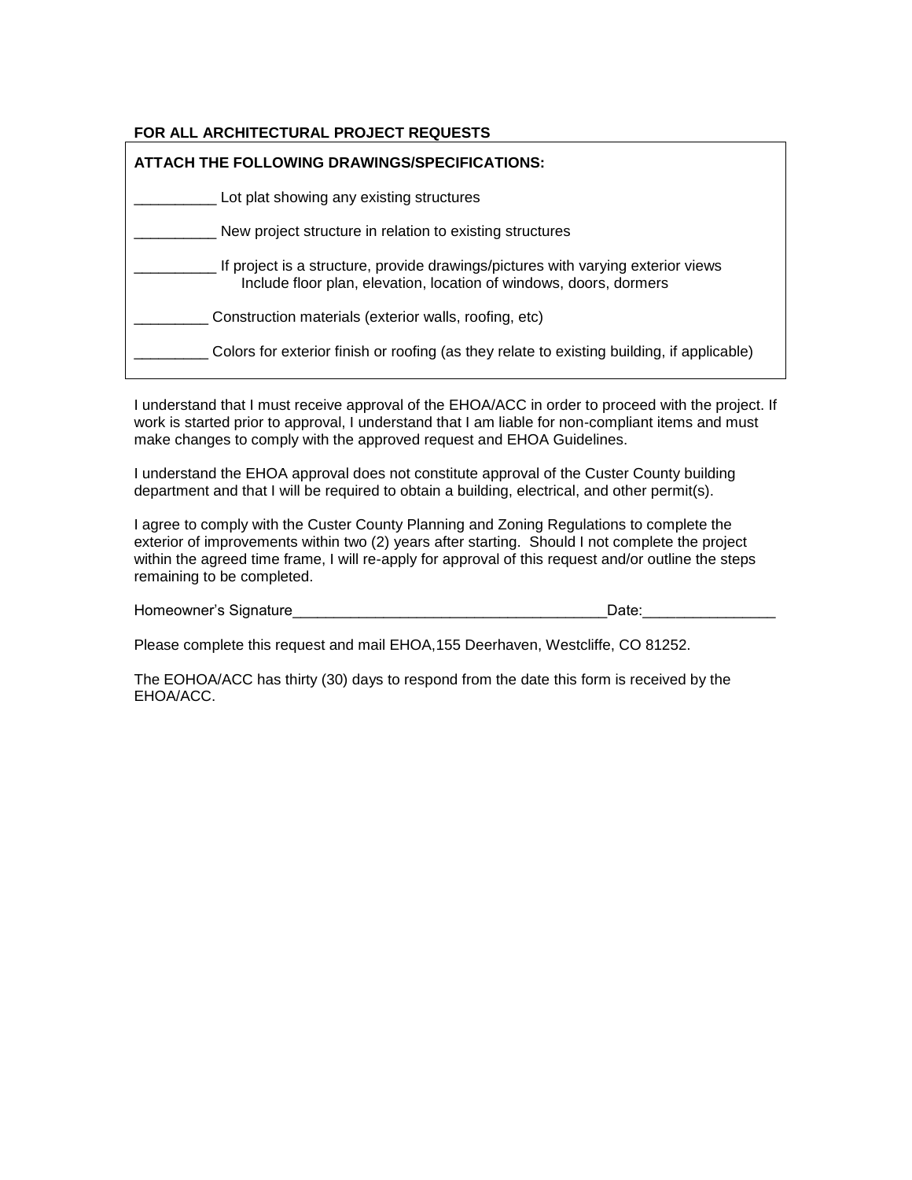**FOR ALL ARCHITECTURAL PROJECT REQUESTS**

**ATTACH THE FOLLOWING DRAWINGS/SPECIFICATIONS:**

__________ Lot plat showing any existing structures

__________ New project structure in relation to existing structures

__________ If project is a structure, provide drawings/pictures with varying exterior views
Include floor plan, elevation, location of windows, doors, dormers

_________ Construction materials (exterior walls, roofing, etc)

_________ Colors for exterior finish or roofing (as they relate to existing building, if applicable)

I understand that I must receive approval of the EHOA/ACC in order to proceed with the project. If work is started prior to approval, I understand that I am liable for non-compliant items and must make changes to comply with the approved request and EHOA Guidelines.

I understand the EHOA approval does not constitute approval of the Custer County building department and that I will be required to obtain a building, electrical, and other permit(s).

I agree to comply with the Custer County Planning and Zoning Regulations to complete the exterior of improvements within two (2) years after starting. Should I not complete the project within the agreed time frame, I will re-apply for approval of this request and/or outline the steps remaining to be completed.

Homeowner's Signature______________________________________Date:________________

Please complete this request and mail EHOA,155 Deerhaven, Westcliffe, CO 81252.

The EOHOA/ACC has thirty (30) days to respond from the date this form is received by the EHOA/ACC.